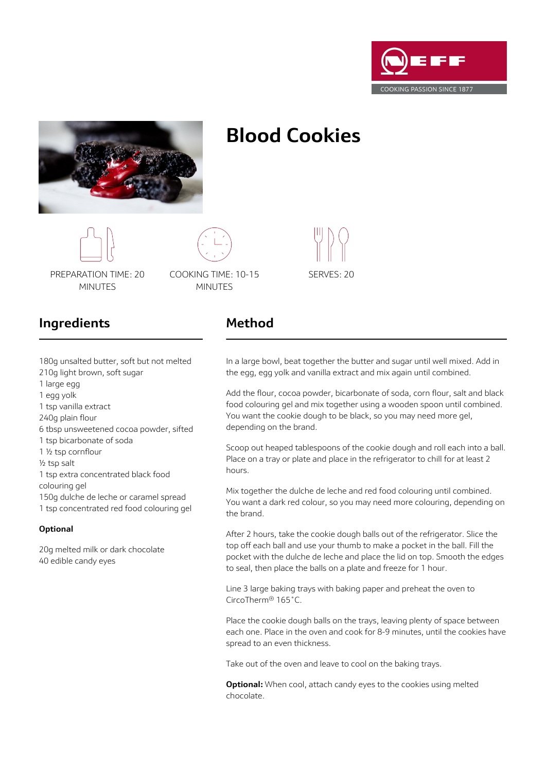# Blood Cookies

PREPARATION TIME: 20 MINUTES

COOKING TIME: 10-15 MINUTES

SERVES: 20

## Ingredients

180g unsalted butter, soft but not melted
210g light brown, soft sugar
1 large egg
1 egg yolk
1 tsp vanilla extract
240g plain flour
6 tbsp unsweetened cocoa powder, sifted
1 tsp bicarbonate of soda
1 ½ tsp cornflour
½ tsp salt
1 tsp extra concentrated black food colouring gel
150g dulche de leche or caramel spread
1 tsp concentrated red food colouring gel

**Optional**

20g melted milk or dark chocolate
40 edible candy eyes

## Method

In a large bowl, beat together the butter and sugar until well mixed. Add in the egg, egg yolk and vanilla extract and mix again until combined.

Add the flour, cocoa powder, bicarbonate of soda, corn flour, salt and black food colouring gel and mix together using a wooden spoon until combined. You want the cookie dough to be black, so you may need more gel, depending on the brand.

Scoop out heaped tablespoons of the cookie dough and roll each into a ball. Place on a tray or plate and place in the refrigerator to chill for at least 2 hours.

Mix together the dulche de leche and red food colouring until combined. You want a dark red colour, so you may need more colouring, depending on the brand.

After 2 hours, take the cookie dough balls out of the refrigerator. Slice the top off each ball and use your thumb to make a pocket in the ball. Fill the pocket with the dulche de leche and place the lid on top. Smooth the edges to seal, then place the balls on a plate and freeze for 1 hour.

Line 3 large baking trays with baking paper and preheat the oven to CircoTherm® 165˚C.

Place the cookie dough balls on the trays, leaving plenty of space between each one. Place in the oven and cook for 8-9 minutes, until the cookies have spread to an even thickness.

Take out of the oven and leave to cool on the baking trays.

**Optional:** When cool, attach candy eyes to the cookies using melted chocolate.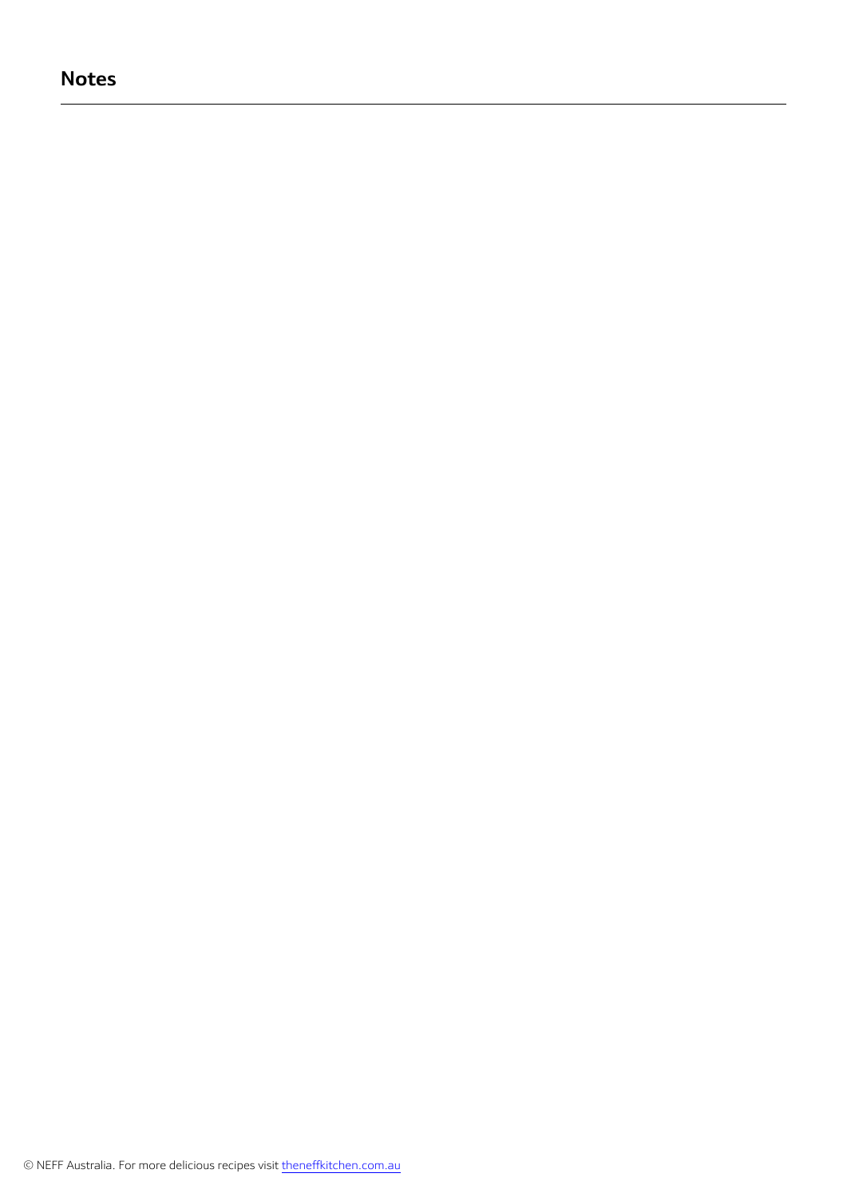## Notes

© NEFF Australia. For more delicious recipes visit [theneffkitchen.com.au](theneffkitchen.com.au)